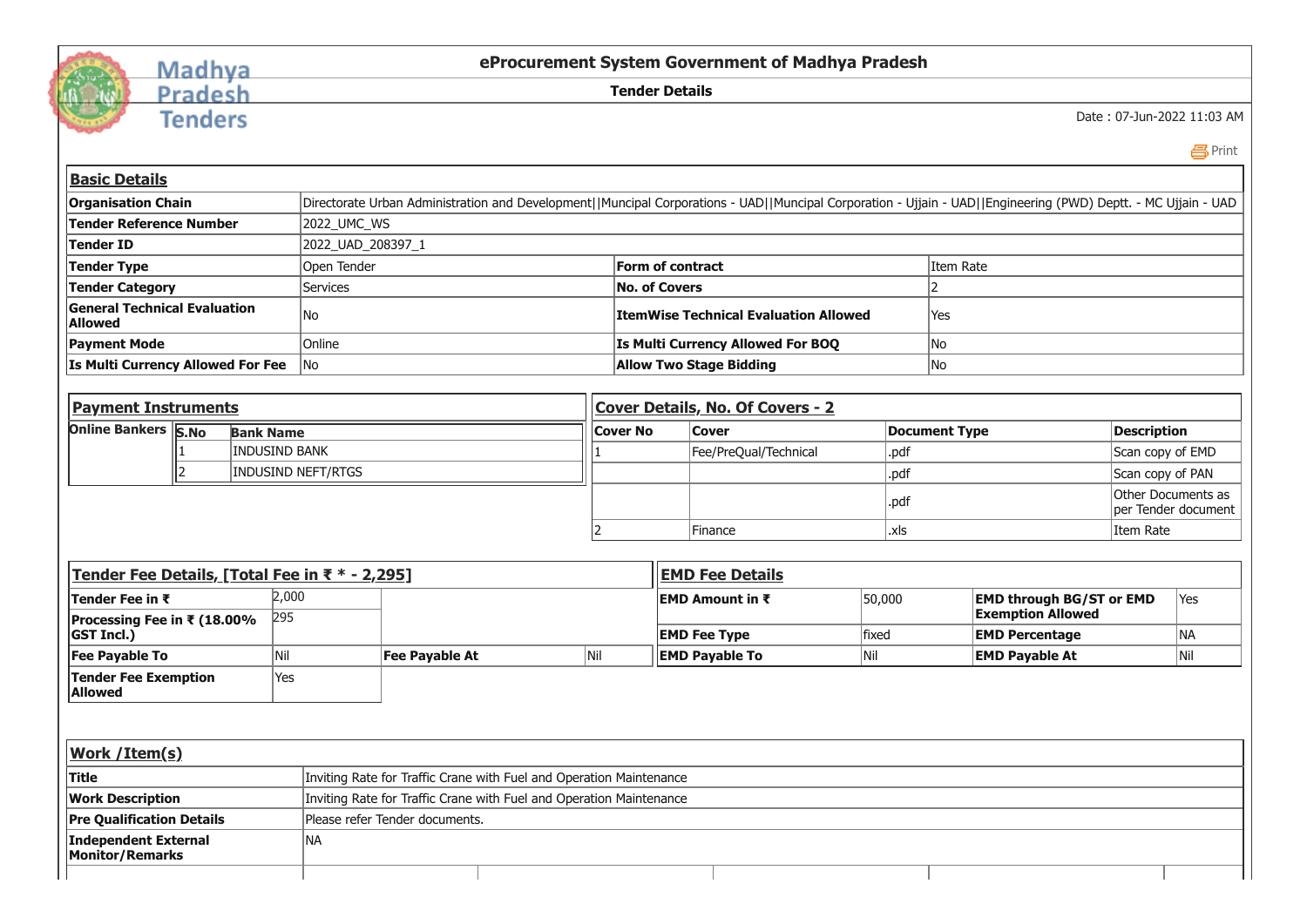# eProcurement System Government of Madhya Pradesh

## Tender Details

Date : 07-Jun-2022 11:03 AM

### Basic Details

| Organisation Chain | Directorate Urban Administration and Development||Muncipal Corporations - UAD||Muncipal Corporation - Ujjain - UAD||Engineering (PWD) Deptt. - MC Ujjain - UAD | | |
|---|---|---|---|
| Tender Reference Number | 2022_UMC_WS | | |
| Tender ID | 2022_UAD_208397_1 | | |
| Tender Type | Open Tender | Form of contract | Item Rate |
| Tender Category | Services | No. of Covers | 2 |
| General Technical Evaluation Allowed | No | ItemWise Technical Evaluation Allowed | Yes |
| Payment Mode | Online | Is Multi Currency Allowed For BOQ | No |
| Is Multi Currency Allowed For Fee | No | Allow Two Stage Bidding | No |

### Payment Instruments

Online Bankers

| S.No | Bank Name |
|---|---|
| 1 | INDUSIND BANK |
| 2 | INDUSIND NEFT/RTGS |

### Cover Details, No. Of Covers - 2

| Cover No | Cover | Document Type | Description |
|---|---|---|---|
| 1 | Fee/PreQual/Technical | .pdf | Scan copy of EMD |
| | | .pdf | Scan copy of PAN |
| | | .pdf | Other Documents as per Tender document |
| 2 | Finance | .xls | Item Rate |

### Tender Fee Details, [Total Fee in ₹ * - 2,295]

| Tender Fee in ₹ | 2,000 | | |
|---|---|---|---|
| Processing Fee in ₹ (18.00% GST Incl.) | 295 | | |
| Fee Payable To | Nil | Fee Payable At | Nil |
| Tender Fee Exemption Allowed | Yes | | |

### EMD Fee Details

| EMD Amount in ₹ | 50,000 | EMD through BG/ST or EMD Exemption Allowed | Yes |
|---|---|---|---|
| EMD Fee Type | fixed | EMD Percentage | NA |
| EMD Payable To | Nil | EMD Payable At | Nil |

### Work /Item(s)

| Title | Inviting Rate for Traffic Crane with Fuel and Operation Maintenance |
|---|---|
| Work Description | Inviting Rate for Traffic Crane with Fuel and Operation Maintenance |
| Pre Qualification Details | Please refer Tender documents. |
| Independent External Monitor/Remarks | NA |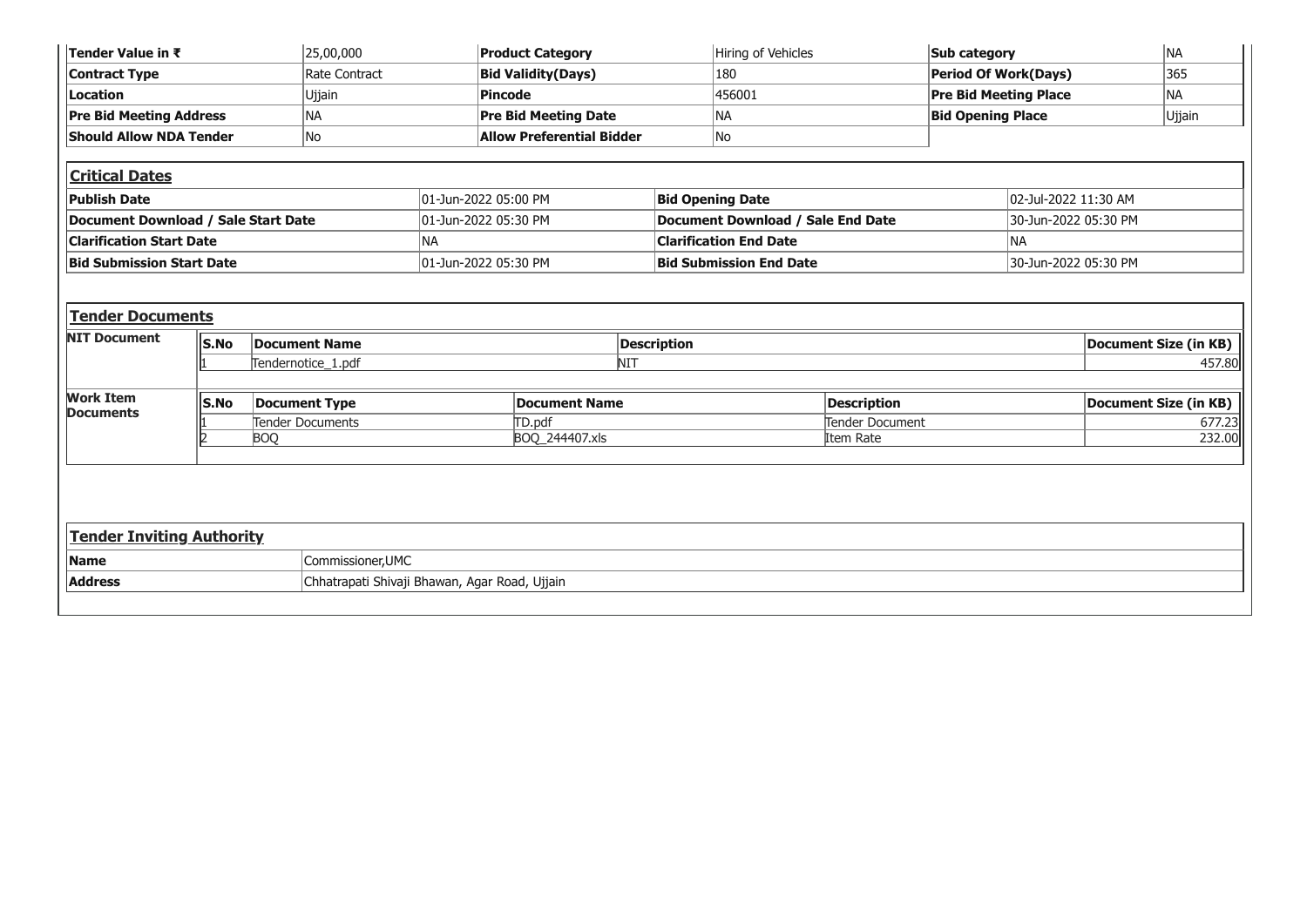| | | | | | |
|---|---|---|---|---|---|
| **Tender Value in ₹** | 25,00,000 | **Product Category** | Hiring of Vehicles | **Sub category** | NA |
| **Contract Type** | Rate Contract | **Bid Validity(Days)** | 180 | **Period Of Work(Days)** | 365 |
| **Location** | Ujjain | **Pincode** | 456001 | **Pre Bid Meeting Place** | NA |
| **Pre Bid Meeting Address** | NA | **Pre Bid Meeting Date** | NA | **Bid Opening Place** | Ujjain |
| **Should Allow NDA Tender** | No | **Allow Preferential Bidder** | No | | |

## Critical Dates

| | | | |
|---|---|---|---|
| **Publish Date** | 01-Jun-2022 05:00 PM | **Bid Opening Date** | 02-Jul-2022 11:30 AM |
| **Document Download / Sale Start Date** | 01-Jun-2022 05:30 PM | **Document Download / Sale End Date** | 30-Jun-2022 05:30 PM |
| **Clarification Start Date** | NA | **Clarification End Date** | NA |
| **Bid Submission Start Date** | 01-Jun-2022 05:30 PM | **Bid Submission End Date** | 30-Jun-2022 05:30 PM |

## Tender Documents

**NIT Document**

| S.No | Document Name | Description | Document Size (in KB) |
|---|---|---|---|
| 1 | Tendernotice_1.pdf | NIT | 457.80 |

**Work Item Documents**

| S.No | Document Type | Document Name | Description | Document Size (in KB) |
|---|---|---|---|---|
| 1 | Tender Documents | TD.pdf | Tender Document | 677.23 |
| 2 | BOQ | BOQ_244407.xls | Item Rate | 232.00 |

## Tender Inviting Authority

| | |
|---|---|
| **Name** | Commissioner,UMC |
| **Address** | Chhatrapati Shivaji Bhawan, Agar Road, Ujjain |